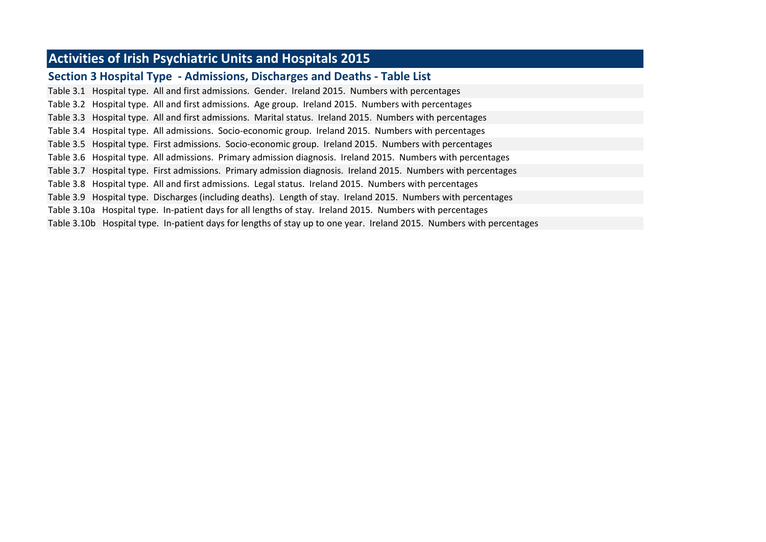# Activities of Irish Psychiatric Units and Hospitals 2015

## Section 3 Hospital Type - Admissions, Discharges and Deaths - Table List

Table 3.1 Hospital type. All and first admissions. Gender. Ireland 2015. Numbers with percentages

Table 3.2 Hospital type. All and first admissions. Age group. Ireland 2015. Numbers with percentages

Table 3.3 Hospital type. All and first admissions. Marital status. Ireland 2015. Numbers with percentages

Table 3.4 Hospital type. All admissions. Socio-economic group. Ireland 2015. Numbers with percentages

Table 3.5 Hospital type. First admissions. Socio-economic group. Ireland 2015. Numbers with percentages

Table 3.6 Hospital type. All admissions. Primary admission diagnosis. Ireland 2015. Numbers with percentages

Table 3.7 Hospital type. First admissions. Primary admission diagnosis. Ireland 2015. Numbers with percentages

Table 3.8 Hospital type. All and first admissions. Legal status. Ireland 2015. Numbers with percentages

Table 3.9 Hospital type. Discharges (including deaths). Length of stay. Ireland 2015. Numbers with percentages

Table 3.10a Hospital type. In-patient days for all lengths of stay. Ireland 2015. Numbers with percentages

Table 3.10b Hospital type. In-patient days for lengths of stay up to one year. Ireland 2015. Numbers with percentages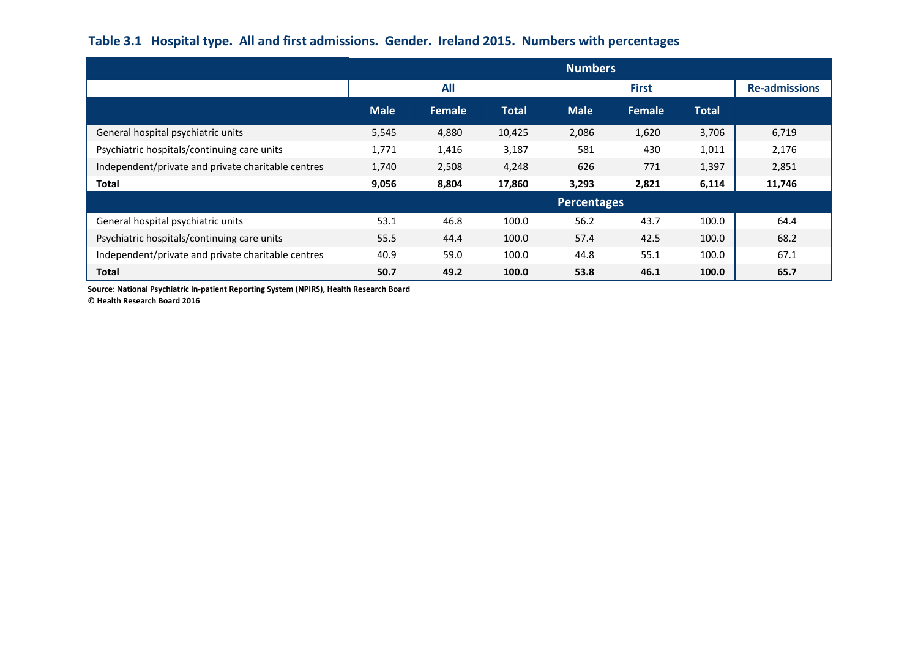### Table 3.1 Hospital type. All and first admissions. Gender. Ireland 2015. Numbers with percentages

| | Numbers | | | | | | |
|---|---|---|---|---|---|---|---|
| | All | | | First | | | Re-admissions |
| | Male | Female | Total | Male | Female | Total | |
| General hospital psychiatric units | 5,545 | 4,880 | 10,425 | 2,086 | 1,620 | 3,706 | 6,719 |
| Psychiatric hospitals/continuing care units | 1,771 | 1,416 | 3,187 | 581 | 430 | 1,011 | 2,176 |
| Independent/private and private charitable centres | 1,740 | 2,508 | 4,248 | 626 | 771 | 1,397 | 2,851 |
| **Total** | **9,056** | **8,804** | **17,860** | **3,293** | **2,821** | **6,114** | **11,746** |
| | **Percentages** | | | | | | |
| General hospital psychiatric units | 53.1 | 46.8 | 100.0 | 56.2 | 43.7 | 100.0 | 64.4 |
| Psychiatric hospitals/continuing care units | 55.5 | 44.4 | 100.0 | 57.4 | 42.5 | 100.0 | 68.2 |
| Independent/private and private charitable centres | 40.9 | 59.0 | 100.0 | 44.8 | 55.1 | 100.0 | 67.1 |
| **Total** | **50.7** | **49.2** | **100.0** | **53.8** | **46.1** | **100.0** | **65.7** |

**Source: National Psychiatric In-patient Reporting System (NPIRS), Health Research Board**
**© Health Research Board 2016**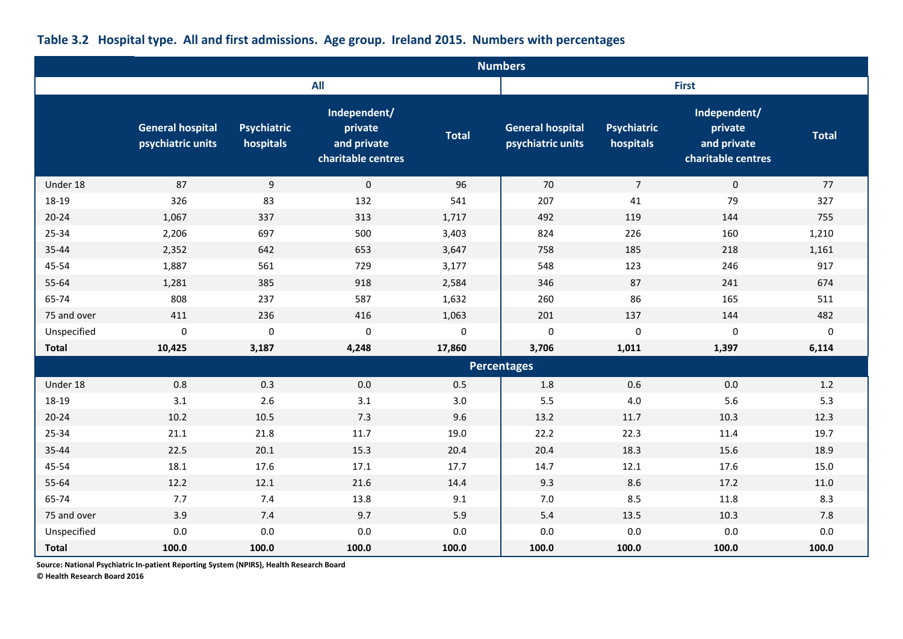## Table 3.2 Hospital type. All and first admissions. Age group. Ireland 2015. Numbers with percentages

| | Numbers | | | | | | | |
|---|---|---|---|---|---|---|---|---|
| | All | | | | First | | | |
| | General hospital psychiatric units | Psychiatric hospitals | Independent/ private and private charitable centres | Total | General hospital psychiatric units | Psychiatric hospitals | Independent/ private and private charitable centres | Total |
| Under 18 | 87 | 9 | 0 | 96 | 70 | 7 | 0 | 77 |
| 18-19 | 326 | 83 | 132 | 541 | 207 | 41 | 79 | 327 |
| 20-24 | 1,067 | 337 | 313 | 1,717 | 492 | 119 | 144 | 755 |
| 25-34 | 2,206 | 697 | 500 | 3,403 | 824 | 226 | 160 | 1,210 |
| 35-44 | 2,352 | 642 | 653 | 3,647 | 758 | 185 | 218 | 1,161 |
| 45-54 | 1,887 | 561 | 729 | 3,177 | 548 | 123 | 246 | 917 |
| 55-64 | 1,281 | 385 | 918 | 2,584 | 346 | 87 | 241 | 674 |
| 65-74 | 808 | 237 | 587 | 1,632 | 260 | 86 | 165 | 511 |
| 75 and over | 411 | 236 | 416 | 1,063 | 201 | 137 | 144 | 482 |
| Unspecified | 0 | 0 | 0 | 0 | 0 | 0 | 0 | 0 |
| **Total** | **10,425** | **3,187** | **4,248** | **17,860** | **3,706** | **1,011** | **1,397** | **6,114** |
| | Percentages | | | | | | | |
| Under 18 | 0.8 | 0.3 | 0.0 | 0.5 | 1.8 | 0.6 | 0.0 | 1.2 |
| 18-19 | 3.1 | 2.6 | 3.1 | 3.0 | 5.5 | 4.0 | 5.6 | 5.3 |
| 20-24 | 10.2 | 10.5 | 7.3 | 9.6 | 13.2 | 11.7 | 10.3 | 12.3 |
| 25-34 | 21.1 | 21.8 | 11.7 | 19.0 | 22.2 | 22.3 | 11.4 | 19.7 |
| 35-44 | 22.5 | 20.1 | 15.3 | 20.4 | 20.4 | 18.3 | 15.6 | 18.9 |
| 45-54 | 18.1 | 17.6 | 17.1 | 17.7 | 14.7 | 12.1 | 17.6 | 15.0 |
| 55-64 | 12.2 | 12.1 | 21.6 | 14.4 | 9.3 | 8.6 | 17.2 | 11.0 |
| 65-74 | 7.7 | 7.4 | 13.8 | 9.1 | 7.0 | 8.5 | 11.8 | 8.3 |
| 75 and over | 3.9 | 7.4 | 9.7 | 5.9 | 5.4 | 13.5 | 10.3 | 7.8 |
| Unspecified | 0.0 | 0.0 | 0.0 | 0.0 | 0.0 | 0.0 | 0.0 | 0.0 |
| **Total** | **100.0** | **100.0** | **100.0** | **100.0** | **100.0** | **100.0** | **100.0** | **100.0** |

**Source: National Psychiatric In-patient Reporting System (NPIRS), Health Research Board**
**© Health Research Board 2016**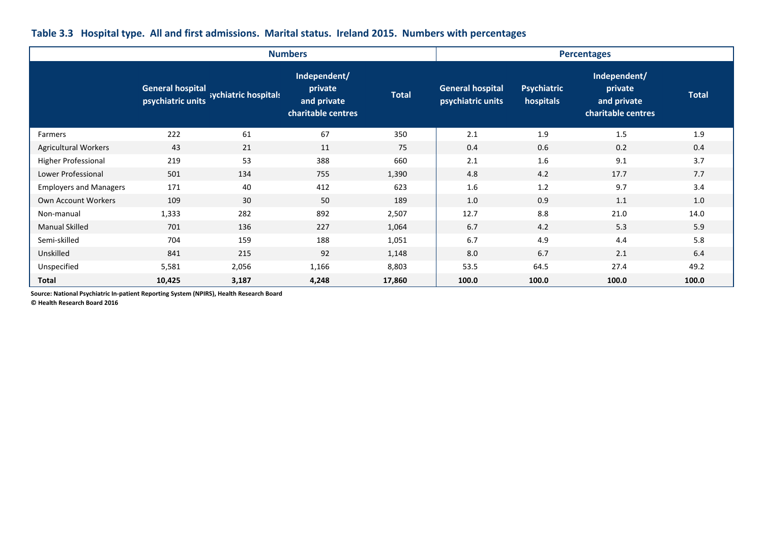**Table 3.3 Hospital type. All and first admissions. Marital status. Ireland 2015. Numbers with percentages**

| | Numbers | | | | Percentages | | | |
|---|---|---|---|---|---|---|---|---|
| | General hospital psychiatric units | Psychiatric hospitals | Independent/ private and private charitable centres | Total | General hospital psychiatric units | Psychiatric hospitals | Independent/ private and private charitable centres | Total |
| Farmers | 222 | 61 | 67 | 350 | 2.1 | 1.9 | 1.5 | 1.9 |
| Agricultural Workers | 43 | 21 | 11 | 75 | 0.4 | 0.6 | 0.2 | 0.4 |
| Higher Professional | 219 | 53 | 388 | 660 | 2.1 | 1.6 | 9.1 | 3.7 |
| Lower Professional | 501 | 134 | 755 | 1,390 | 4.8 | 4.2 | 17.7 | 7.7 |
| Employers and Managers | 171 | 40 | 412 | 623 | 1.6 | 1.2 | 9.7 | 3.4 |
| Own Account Workers | 109 | 30 | 50 | 189 | 1.0 | 0.9 | 1.1 | 1.0 |
| Non-manual | 1,333 | 282 | 892 | 2,507 | 12.7 | 8.8 | 21.0 | 14.0 |
| Manual Skilled | 701 | 136 | 227 | 1,064 | 6.7 | 4.2 | 5.3 | 5.9 |
| Semi-skilled | 704 | 159 | 188 | 1,051 | 6.7 | 4.9 | 4.4 | 5.8 |
| Unskilled | 841 | 215 | 92 | 1,148 | 8.0 | 6.7 | 2.1 | 6.4 |
| Unspecified | 5,581 | 2,056 | 1,166 | 8,803 | 53.5 | 64.5 | 27.4 | 49.2 |
| **Total** | **10,425** | **3,187** | **4,248** | **17,860** | **100.0** | **100.0** | **100.0** | **100.0** |

**Source: National Psychiatric In-patient Reporting System (NPIRS), Health Research Board**
**© Health Research Board 2016**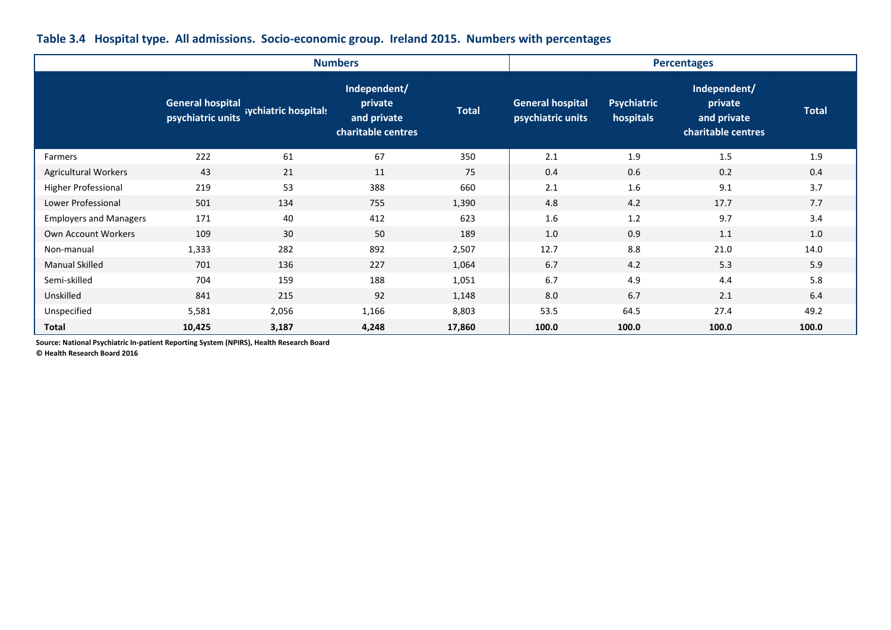**Table 3.4 Hospital type. All admissions. Socio-economic group. Ireland 2015. Numbers with percentages**

| | Numbers | | | | Percentages | | | |
|---|---|---|---|---|---|---|---|---|
| | General hospital psychiatric units | Psychiatric hospitals | Independent/ private and private charitable centres | Total | General hospital psychiatric units | Psychiatric hospitals | Independent/ private and private charitable centres | Total |
| Farmers | 222 | 61 | 67 | 350 | 2.1 | 1.9 | 1.5 | 1.9 |
| Agricultural Workers | 43 | 21 | 11 | 75 | 0.4 | 0.6 | 0.2 | 0.4 |
| Higher Professional | 219 | 53 | 388 | 660 | 2.1 | 1.6 | 9.1 | 3.7 |
| Lower Professional | 501 | 134 | 755 | 1,390 | 4.8 | 4.2 | 17.7 | 7.7 |
| Employers and Managers | 171 | 40 | 412 | 623 | 1.6 | 1.2 | 9.7 | 3.4 |
| Own Account Workers | 109 | 30 | 50 | 189 | 1.0 | 0.9 | 1.1 | 1.0 |
| Non-manual | 1,333 | 282 | 892 | 2,507 | 12.7 | 8.8 | 21.0 | 14.0 |
| Manual Skilled | 701 | 136 | 227 | 1,064 | 6.7 | 4.2 | 5.3 | 5.9 |
| Semi-skilled | 704 | 159 | 188 | 1,051 | 6.7 | 4.9 | 4.4 | 5.8 |
| Unskilled | 841 | 215 | 92 | 1,148 | 8.0 | 6.7 | 2.1 | 6.4 |
| Unspecified | 5,581 | 2,056 | 1,166 | 8,803 | 53.5 | 64.5 | 27.4 | 49.2 |
| **Total** | **10,425** | **3,187** | **4,248** | **17,860** | **100.0** | **100.0** | **100.0** | **100.0** |

**Source: National Psychiatric In-patient Reporting System (NPIRS), Health Research Board**
**© Health Research Board 2016**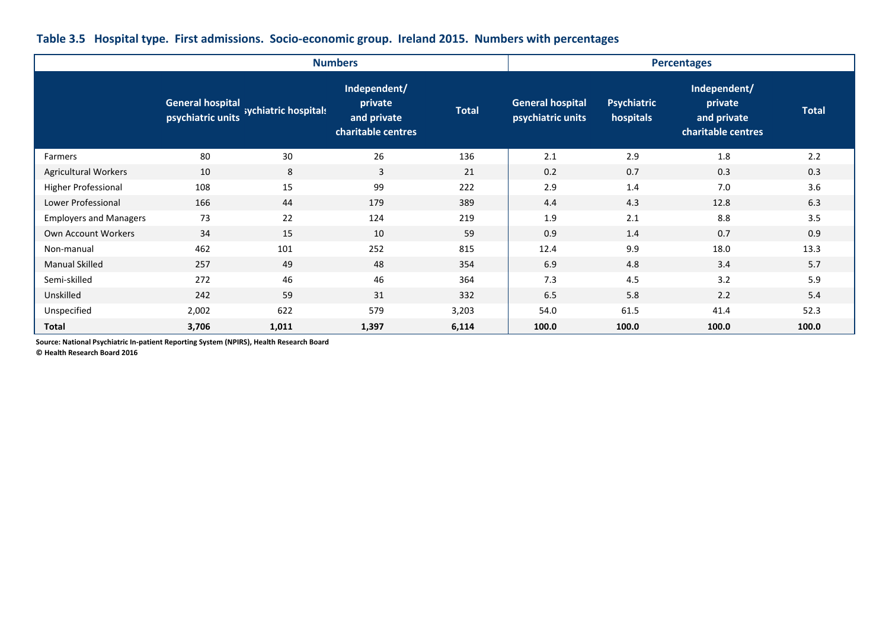### Table 3.5 Hospital type. First admissions. Socio-economic group. Ireland 2015. Numbers with percentages

| | Numbers | | | | Percentages | | | |
|---|---|---|---|---|---|---|---|---|
| | General hospital psychiatric units | Psychiatric hospitals | Independent/ private and private charitable centres | Total | General hospital psychiatric units | Psychiatric hospitals | Independent/ private and private charitable centres | Total |
| Farmers | 80 | 30 | 26 | 136 | 2.1 | 2.9 | 1.8 | 2.2 |
| Agricultural Workers | 10 | 8 | 3 | 21 | 0.2 | 0.7 | 0.3 | 0.3 |
| Higher Professional | 108 | 15 | 99 | 222 | 2.9 | 1.4 | 7.0 | 3.6 |
| Lower Professional | 166 | 44 | 179 | 389 | 4.4 | 4.3 | 12.8 | 6.3 |
| Employers and Managers | 73 | 22 | 124 | 219 | 1.9 | 2.1 | 8.8 | 3.5 |
| Own Account Workers | 34 | 15 | 10 | 59 | 0.9 | 1.4 | 0.7 | 0.9 |
| Non-manual | 462 | 101 | 252 | 815 | 12.4 | 9.9 | 18.0 | 13.3 |
| Manual Skilled | 257 | 49 | 48 | 354 | 6.9 | 4.8 | 3.4 | 5.7 |
| Semi-skilled | 272 | 46 | 46 | 364 | 7.3 | 4.5 | 3.2 | 5.9 |
| Unskilled | 242 | 59 | 31 | 332 | 6.5 | 5.8 | 2.2 | 5.4 |
| Unspecified | 2,002 | 622 | 579 | 3,203 | 54.0 | 61.5 | 41.4 | 52.3 |
| **Total** | **3,706** | **1,011** | **1,397** | **6,114** | **100.0** | **100.0** | **100.0** | **100.0** |

**Source: National Psychiatric In-patient Reporting System (NPIRS), Health Research Board**
**© Health Research Board 2016**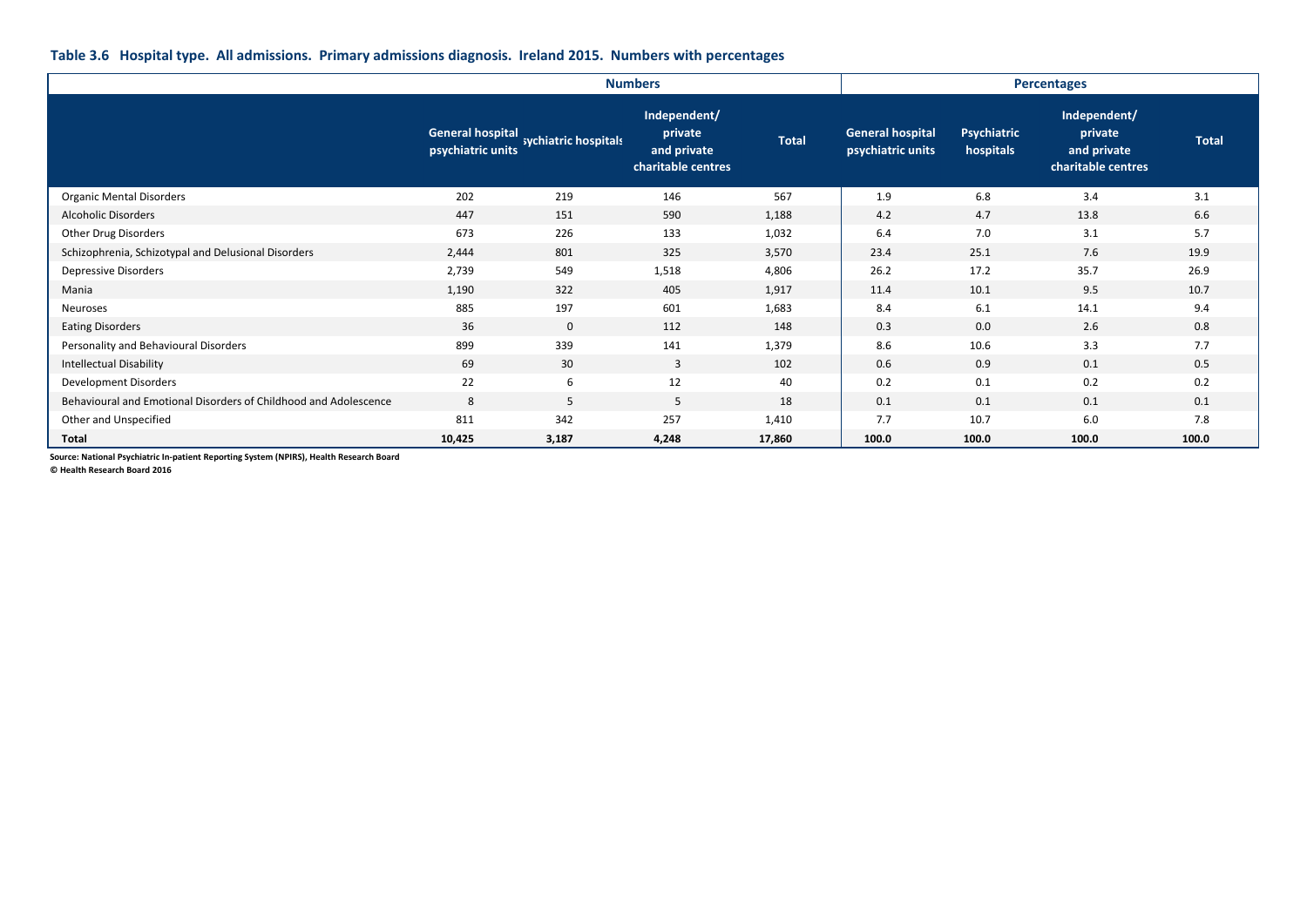**Table 3.6 Hospital type. All admissions. Primary admissions diagnosis. Ireland 2015. Numbers with percentages**

| | Numbers | | | | Percentages | | | |
|---|---|---|---|---|---|---|---|---|
| | General hospital psychiatric units | Psychiatric hospitals | Independent/ private and private charitable centres | Total | General hospital psychiatric units | Psychiatric hospitals | Independent/ private and private charitable centres | Total |
| Organic Mental Disorders | 202 | 219 | 146 | 567 | 1.9 | 6.8 | 3.4 | 3.1 |
| Alcoholic Disorders | 447 | 151 | 590 | 1,188 | 4.2 | 4.7 | 13.8 | 6.6 |
| Other Drug Disorders | 673 | 226 | 133 | 1,032 | 6.4 | 7.0 | 3.1 | 5.7 |
| Schizophrenia, Schizotypal and Delusional Disorders | 2,444 | 801 | 325 | 3,570 | 23.4 | 25.1 | 7.6 | 19.9 |
| Depressive Disorders | 2,739 | 549 | 1,518 | 4,806 | 26.2 | 17.2 | 35.7 | 26.9 |
| Mania | 1,190 | 322 | 405 | 1,917 | 11.4 | 10.1 | 9.5 | 10.7 |
| Neuroses | 885 | 197 | 601 | 1,683 | 8.4 | 6.1 | 14.1 | 9.4 |
| Eating Disorders | 36 | 0 | 112 | 148 | 0.3 | 0.0 | 2.6 | 0.8 |
| Personality and Behavioural Disorders | 899 | 339 | 141 | 1,379 | 8.6 | 10.6 | 3.3 | 7.7 |
| Intellectual Disability | 69 | 30 | 3 | 102 | 0.6 | 0.9 | 0.1 | 0.5 |
| Development Disorders | 22 | 6 | 12 | 40 | 0.2 | 0.1 | 0.2 | 0.2 |
| Behavioural and Emotional Disorders of Childhood and Adolescence | 8 | 5 | 5 | 18 | 0.1 | 0.1 | 0.1 | 0.1 |
| Other and Unspecified | 811 | 342 | 257 | 1,410 | 7.7 | 10.7 | 6.0 | 7.8 |
| **Total** | **10,425** | **3,187** | **4,248** | **17,860** | **100.0** | **100.0** | **100.0** | **100.0** |

**Source: National Psychiatric In-patient Reporting System (NPIRS), Health Research Board**
**© Health Research Board 2016**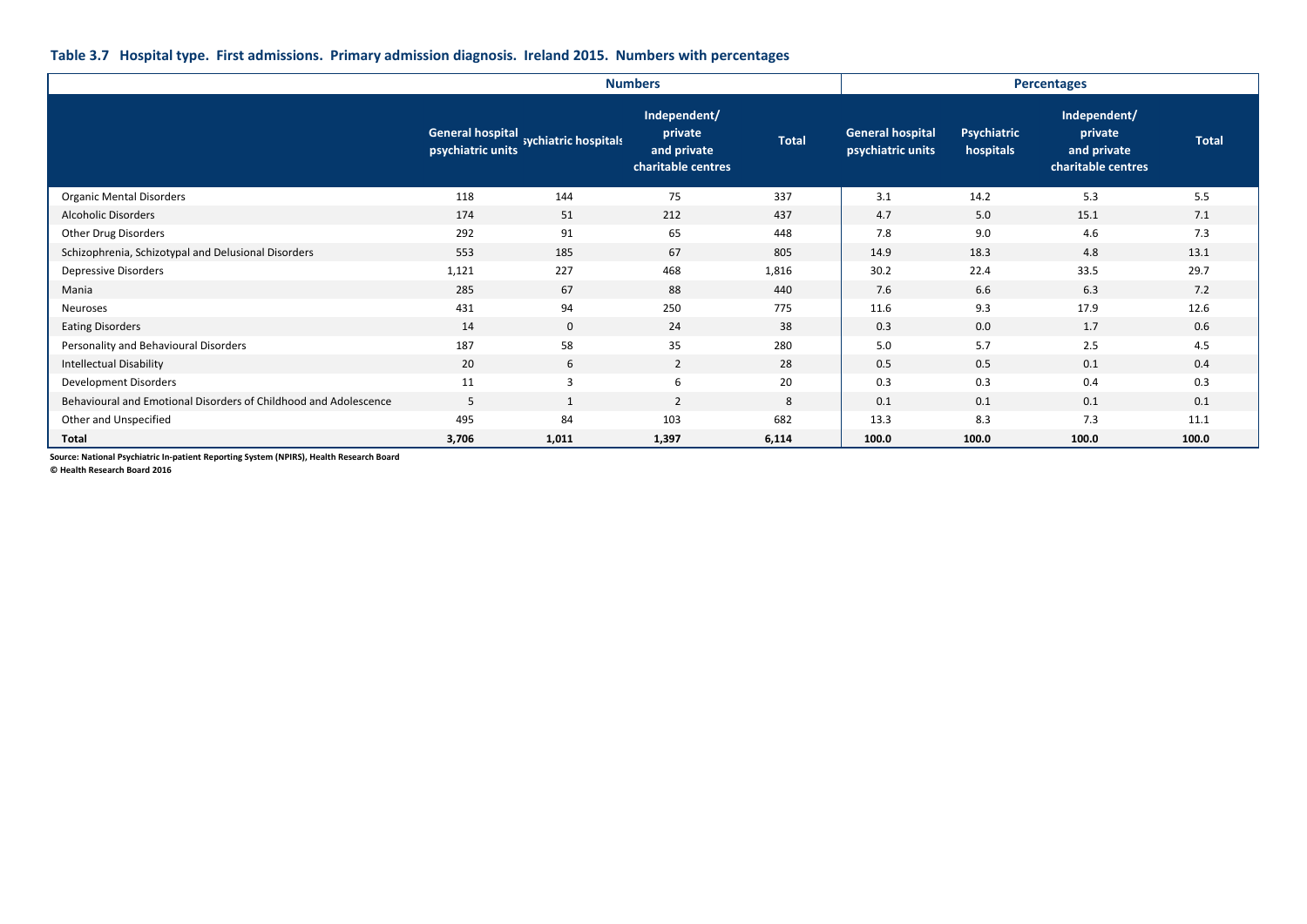### Table 3.7 Hospital type. First admissions. Primary admission diagnosis. Ireland 2015. Numbers with percentages

| | Numbers | | | | Percentages | | | |
|---|---|---|---|---|---|---|---|---|
| | General hospital psychiatric units | Psychiatric hospitals | Independent/ private and private charitable centres | Total | General hospital psychiatric units | Psychiatric hospitals | Independent/ private and private charitable centres | Total |
| Organic Mental Disorders | 118 | 144 | 75 | 337 | 3.1 | 14.2 | 5.3 | 5.5 |
| Alcoholic Disorders | 174 | 51 | 212 | 437 | 4.7 | 5.0 | 15.1 | 7.1 |
| Other Drug Disorders | 292 | 91 | 65 | 448 | 7.8 | 9.0 | 4.6 | 7.3 |
| Schizophrenia, Schizotypal and Delusional Disorders | 553 | 185 | 67 | 805 | 14.9 | 18.3 | 4.8 | 13.1 |
| Depressive Disorders | 1,121 | 227 | 468 | 1,816 | 30.2 | 22.4 | 33.5 | 29.7 |
| Mania | 285 | 67 | 88 | 440 | 7.6 | 6.6 | 6.3 | 7.2 |
| Neuroses | 431 | 94 | 250 | 775 | 11.6 | 9.3 | 17.9 | 12.6 |
| Eating Disorders | 14 | 0 | 24 | 38 | 0.3 | 0.0 | 1.7 | 0.6 |
| Personality and Behavioural Disorders | 187 | 58 | 35 | 280 | 5.0 | 5.7 | 2.5 | 4.5 |
| Intellectual Disability | 20 | 6 | 2 | 28 | 0.5 | 0.5 | 0.1 | 0.4 |
| Development Disorders | 11 | 3 | 6 | 20 | 0.3 | 0.3 | 0.4 | 0.3 |
| Behavioural and Emotional Disorders of Childhood and Adolescence | 5 | 1 | 2 | 8 | 0.1 | 0.1 | 0.1 | 0.1 |
| Other and Unspecified | 495 | 84 | 103 | 682 | 13.3 | 8.3 | 7.3 | 11.1 |
| **Total** | **3,706** | **1,011** | **1,397** | **6,114** | **100.0** | **100.0** | **100.0** | **100.0** |

**Source: National Psychiatric In-patient Reporting System (NPIRS), Health Research Board**
**© Health Research Board 2016**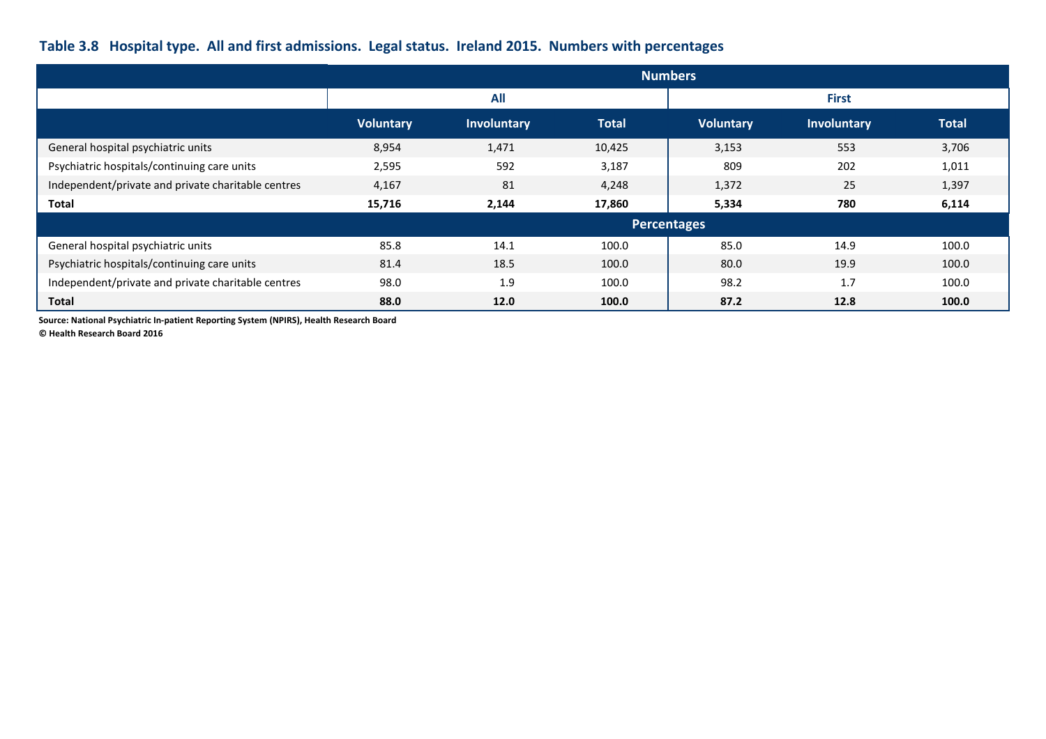**Table 3.8 Hospital type. All and first admissions. Legal status. Ireland 2015. Numbers with percentages**

| | Numbers | | | | | |
|---|---|---|---|---|---|---|
| | All | | | First | | |
| | Voluntary | Involuntary | Total | Voluntary | Involuntary | Total |
| General hospital psychiatric units | 8,954 | 1,471 | 10,425 | 3,153 | 553 | 3,706 |
| Psychiatric hospitals/continuing care units | 2,595 | 592 | 3,187 | 809 | 202 | 1,011 |
| Independent/private and private charitable centres | 4,167 | 81 | 4,248 | 1,372 | 25 | 1,397 |
| **Total** | **15,716** | **2,144** | **17,860** | **5,334** | **780** | **6,114** |
| | **Percentages** | | | | | |
| General hospital psychiatric units | 85.8 | 14.1 | 100.0 | 85.0 | 14.9 | 100.0 |
| Psychiatric hospitals/continuing care units | 81.4 | 18.5 | 100.0 | 80.0 | 19.9 | 100.0 |
| Independent/private and private charitable centres | 98.0 | 1.9 | 100.0 | 98.2 | 1.7 | 100.0 |
| **Total** | **88.0** | **12.0** | **100.0** | **87.2** | **12.8** | **100.0** |

**Source: National Psychiatric In-patient Reporting System (NPIRS), Health Research Board**

**© Health Research Board 2016**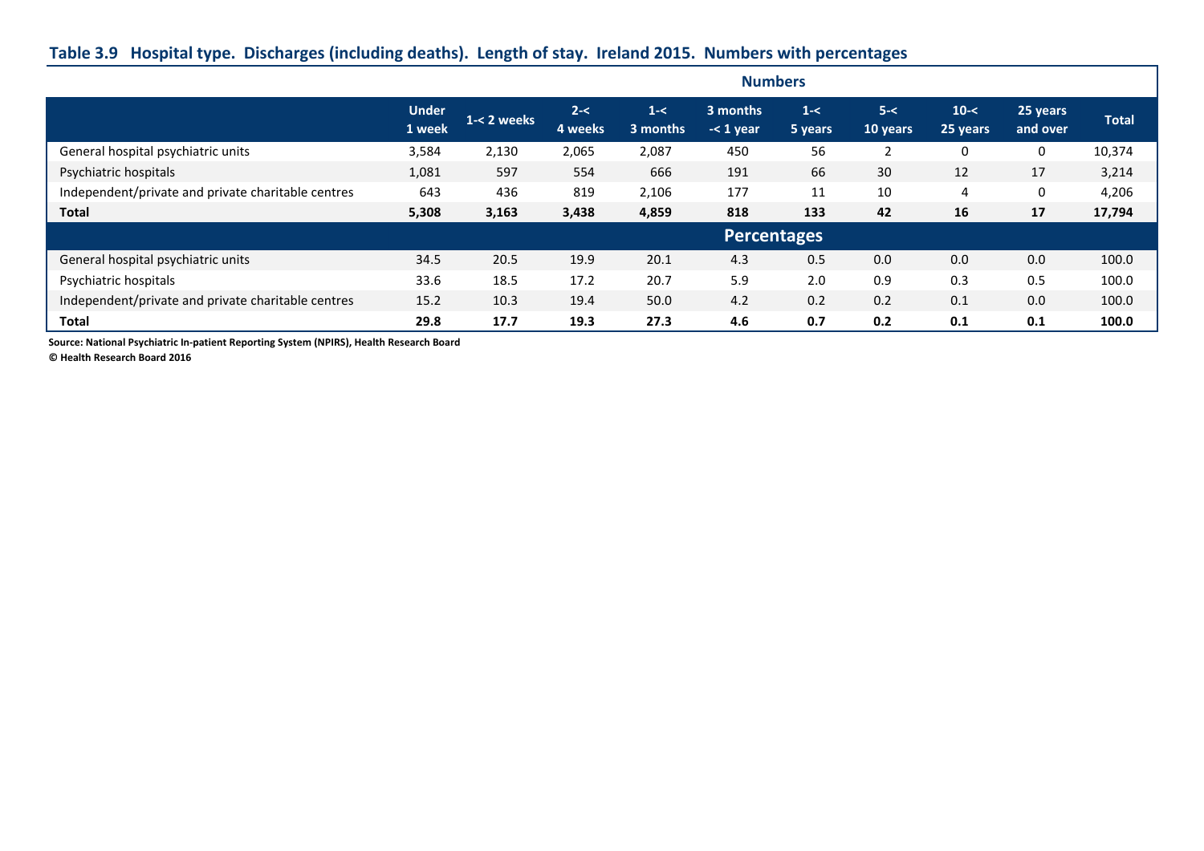### Table 3.9 Hospital type. Discharges (including deaths). Length of stay. Ireland 2015. Numbers with percentages

| | Under 1 week | 1-< 2 weeks | 2-< 4 weeks | 1-< 3 months | 3 months -< 1 year | 1-< 5 years | 5-< 10 years | 10-< 25 years | 25 years and over | Total |
|---|---|---|---|---|---|---|---|---|---|---|
| **Numbers** | | | | | | | | | | |
| General hospital psychiatric units | 3,584 | 2,130 | 2,065 | 2,087 | 450 | 56 | 2 | 0 | 0 | 10,374 |
| Psychiatric hospitals | 1,081 | 597 | 554 | 666 | 191 | 66 | 30 | 12 | 17 | 3,214 |
| Independent/private and private charitable centres | 643 | 436 | 819 | 2,106 | 177 | 11 | 10 | 4 | 0 | 4,206 |
| **Total** | **5,308** | **3,163** | **3,438** | **4,859** | **818** | **133** | **42** | **16** | **17** | **17,794** |
| **Percentages** | | | | | | | | | | |
| General hospital psychiatric units | 34.5 | 20.5 | 19.9 | 20.1 | 4.3 | 0.5 | 0.0 | 0.0 | 0.0 | 100.0 |
| Psychiatric hospitals | 33.6 | 18.5 | 17.2 | 20.7 | 5.9 | 2.0 | 0.9 | 0.3 | 0.5 | 100.0 |
| Independent/private and private charitable centres | 15.2 | 10.3 | 19.4 | 50.0 | 4.2 | 0.2 | 0.2 | 0.1 | 0.0 | 100.0 |
| **Total** | **29.8** | **17.7** | **19.3** | **27.3** | **4.6** | **0.7** | **0.2** | **0.1** | **0.1** | **100.0** |

**Source: National Psychiatric In-patient Reporting System (NPIRS), Health Research Board**
**© Health Research Board 2016**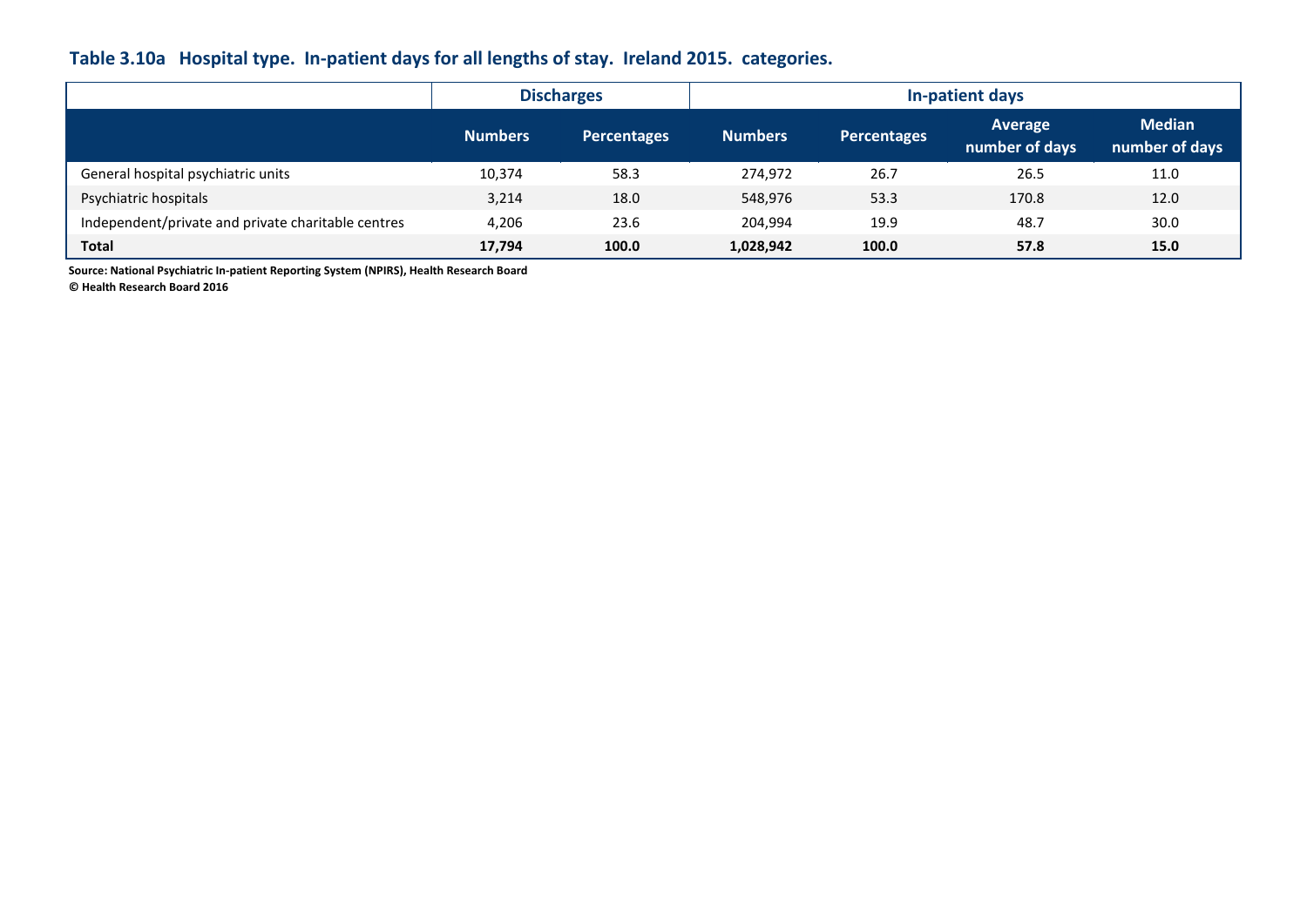**Table 3.10a Hospital type. In-patient days for all lengths of stay. Ireland 2015. categories.**

| | Discharges | | In-patient days | | | |
|---|---|---|---|---|---|---|
| | Numbers | Percentages | Numbers | Percentages | Average number of days | Median number of days |
| General hospital psychiatric units | 10,374 | 58.3 | 274,972 | 26.7 | 26.5 | 11.0 |
| Psychiatric hospitals | 3,214 | 18.0 | 548,976 | 53.3 | 170.8 | 12.0 |
| Independent/private and private charitable centres | 4,206 | 23.6 | 204,994 | 19.9 | 48.7 | 30.0 |
| **Total** | **17,794** | **100.0** | **1,028,942** | **100.0** | **57.8** | **15.0** |

**Source: National Psychiatric In-patient Reporting System (NPIRS), Health Research Board**

**© Health Research Board 2016**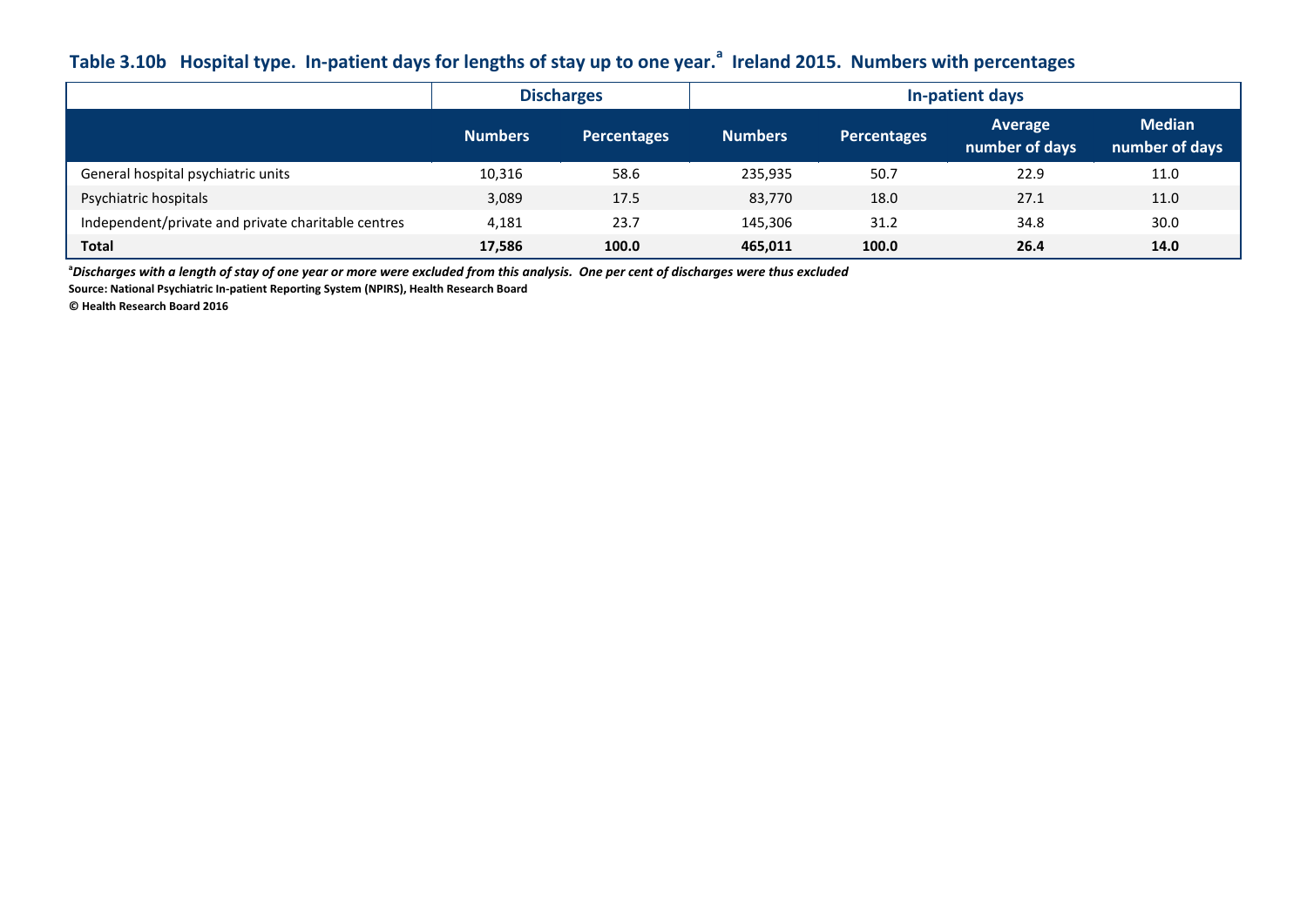**Table 3.10b Hospital type. In-patient days for lengths of stay up to one year.[a] Ireland 2015. Numbers with percentages**

| | Discharges | | In-patient days | | | |
|---|---|---|---|---|---|---|
| | Numbers | Percentages | Numbers | Percentages | Average number of days | Median number of days |
| General hospital psychiatric units | 10,316 | 58.6 | 235,935 | 50.7 | 22.9 | 11.0 |
| Psychiatric hospitals | 3,089 | 17.5 | 83,770 | 18.0 | 27.1 | 11.0 |
| Independent/private and private charitable centres | 4,181 | 23.7 | 145,306 | 31.2 | 34.8 | 30.0 |
| **Total** | **17,586** | **100.0** | **465,011** | **100.0** | **26.4** | **14.0** |

[a]*Discharges with a length of stay of one year or more were excluded from this analysis. One per cent of discharges were thus excluded*

**Source: National Psychiatric In-patient Reporting System (NPIRS), Health Research Board**

**© Health Research Board 2016**